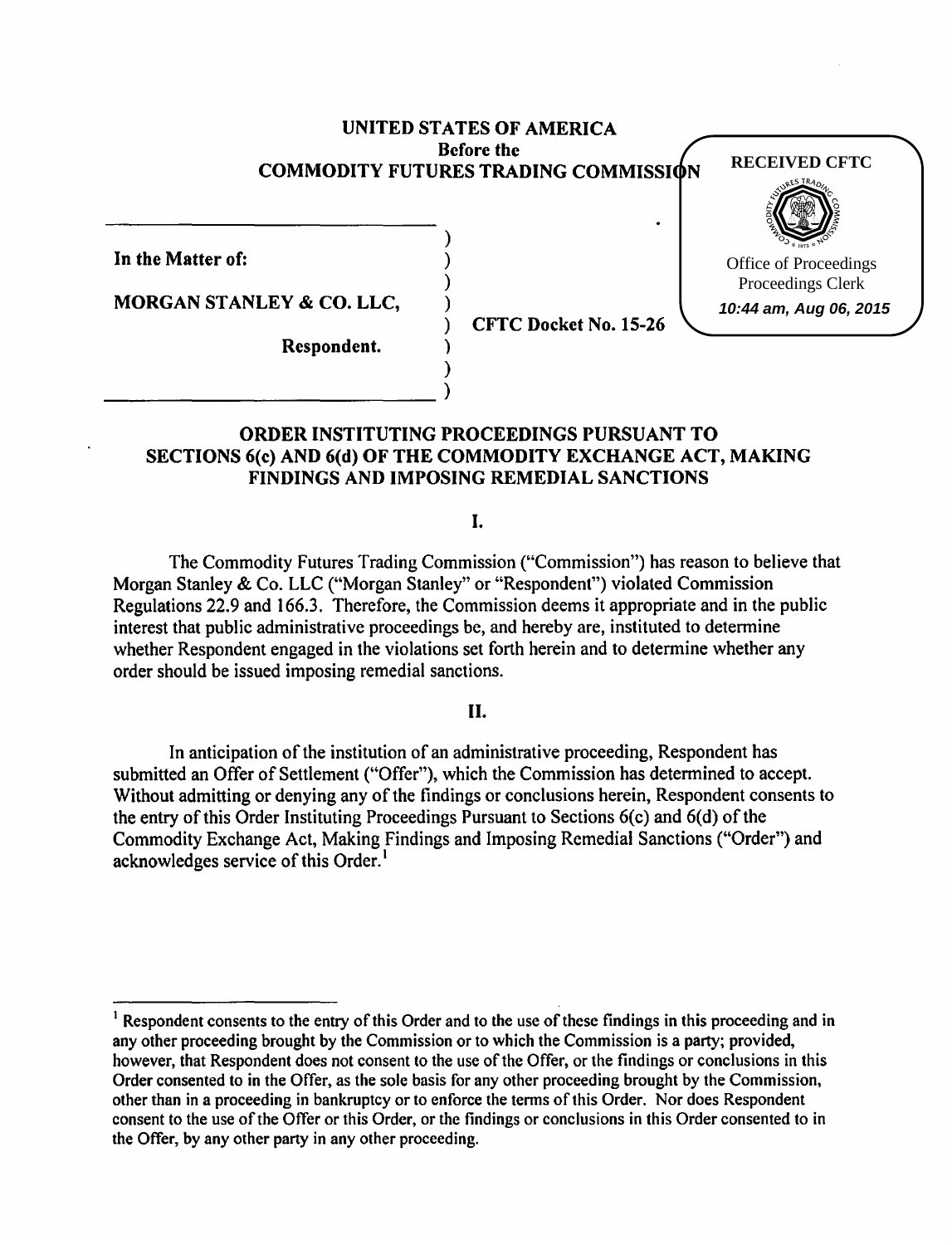**UNITED STATES OF AMERICA**
**Before the**
**COMMODITY FUTURES TRADING COMMISSION**

RECEIVED CFTC

Office of Proceedings
Proceedings Clerk
*10:44 am, Aug 06, 2015*

**In the Matter of:**

**MORGAN STANLEY & CO. LLC,**

**Respondent.**

**CFTC Docket No. 15-26**

## ORDER INSTITUTING PROCEEDINGS PURSUANT TO SECTIONS 6(c) AND 6(d) OF THE COMMODITY EXCHANGE ACT, MAKING FINDINGS AND IMPOSING REMEDIAL SANCTIONS

### I.

The Commodity Futures Trading Commission ("Commission") has reason to believe that Morgan Stanley & Co. LLC ("Morgan Stanley" or "Respondent") violated Commission Regulations 22.9 and 166.3. Therefore, the Commission deems it appropriate and in the public interest that public administrative proceedings be, and hereby are, instituted to determine whether Respondent engaged in the violations set forth herein and to determine whether any order should be issued imposing remedial sanctions.

### II.

In anticipation of the institution of an administrative proceeding, Respondent has submitted an Offer of Settlement ("Offer"), which the Commission has determined to accept. Without admitting or denying any of the findings or conclusions herein, Respondent consents to the entry of this Order Instituting Proceedings Pursuant to Sections 6(c) and 6(d) of the Commodity Exchange Act, Making Findings and Imposing Remedial Sanctions ("Order") and acknowledges service of this Order.[1]

---

[1] Respondent consents to the entry of this Order and to the use of these findings in this proceeding and in any other proceeding brought by the Commission or to which the Commission is a party; provided, however, that Respondent does not consent to the use of the Offer, or the findings or conclusions in this Order consented to in the Offer, as the sole basis for any other proceeding brought by the Commission, other than in a proceeding in bankruptcy or to enforce the terms of this Order. Nor does Respondent consent to the use of the Offer or this Order, or the findings or conclusions in this Order consented to in the Offer, by any other party in any other proceeding.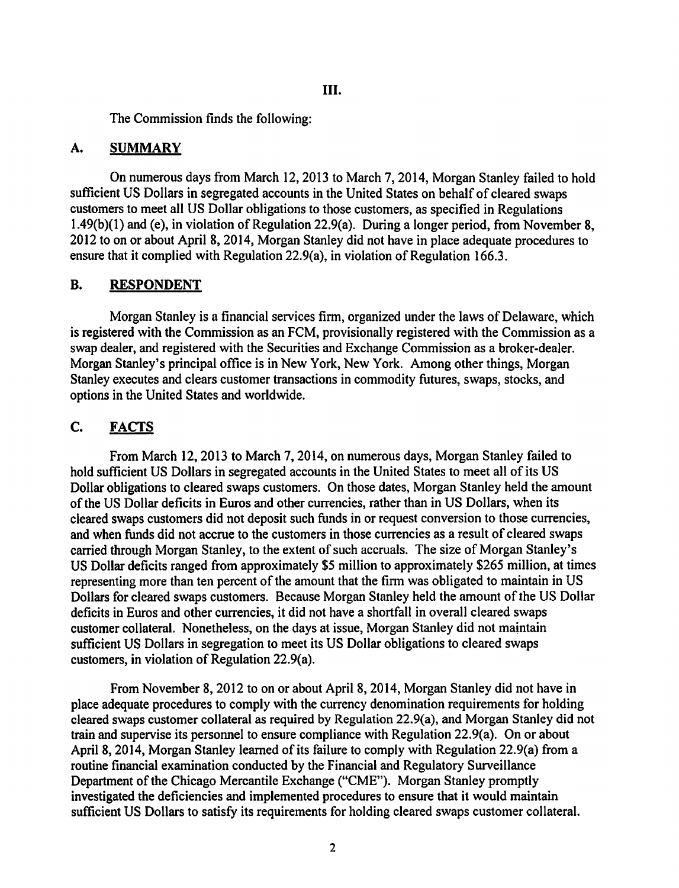## III.

The Commission finds the following:

### A. SUMMARY

On numerous days from March 12, 2013 to March 7, 2014, Morgan Stanley failed to hold sufficient US Dollars in segregated accounts in the United States on behalf of cleared swaps customers to meet all US Dollar obligations to those customers, as specified in Regulations 1.49(b)(1) and (e), in violation of Regulation 22.9(a). During a longer period, from November 8, 2012 to on or about April 8, 2014, Morgan Stanley did not have in place adequate procedures to ensure that it complied with Regulation 22.9(a), in violation of Regulation 166.3.

### B. RESPONDENT

Morgan Stanley is a financial services firm, organized under the laws of Delaware, which is registered with the Commission as an FCM, provisionally registered with the Commission as a swap dealer, and registered with the Securities and Exchange Commission as a broker-dealer. Morgan Stanley's principal office is in New York, New York. Among other things, Morgan Stanley executes and clears customer transactions in commodity futures, swaps, stocks, and options in the United States and worldwide.

### C. FACTS

From March 12, 2013 to March 7, 2014, on numerous days, Morgan Stanley failed to hold sufficient US Dollars in segregated accounts in the United States to meet all of its US Dollar obligations to cleared swaps customers. On those dates, Morgan Stanley held the amount of the US Dollar deficits in Euros and other currencies, rather than in US Dollars, when its cleared swaps customers did not deposit such funds in or request conversion to those currencies, and when funds did not accrue to the customers in those currencies as a result of cleared swaps carried through Morgan Stanley, to the extent of such accruals. The size of Morgan Stanley's US Dollar deficits ranged from approximately $5 million to approximately $265 million, at times representing more than ten percent of the amount that the firm was obligated to maintain in US Dollars for cleared swaps customers. Because Morgan Stanley held the amount of the US Dollar deficits in Euros and other currencies, it did not have a shortfall in overall cleared swaps customer collateral. Nonetheless, on the days at issue, Morgan Stanley did not maintain sufficient US Dollars in segregation to meet its US Dollar obligations to cleared swaps customers, in violation of Regulation 22.9(a).

From November 8, 2012 to on or about April 8, 2014, Morgan Stanley did not have in place adequate procedures to comply with the currency denomination requirements for holding cleared swaps customer collateral as required by Regulation 22.9(a), and Morgan Stanley did not train and supervise its personnel to ensure compliance with Regulation 22.9(a). On or about April 8, 2014, Morgan Stanley learned of its failure to comply with Regulation 22.9(a) from a routine financial examination conducted by the Financial and Regulatory Surveillance Department of the Chicago Mercantile Exchange ("CME"). Morgan Stanley promptly investigated the deficiencies and implemented procedures to ensure that it would maintain sufficient US Dollars to satisfy its requirements for holding cleared swaps customer collateral.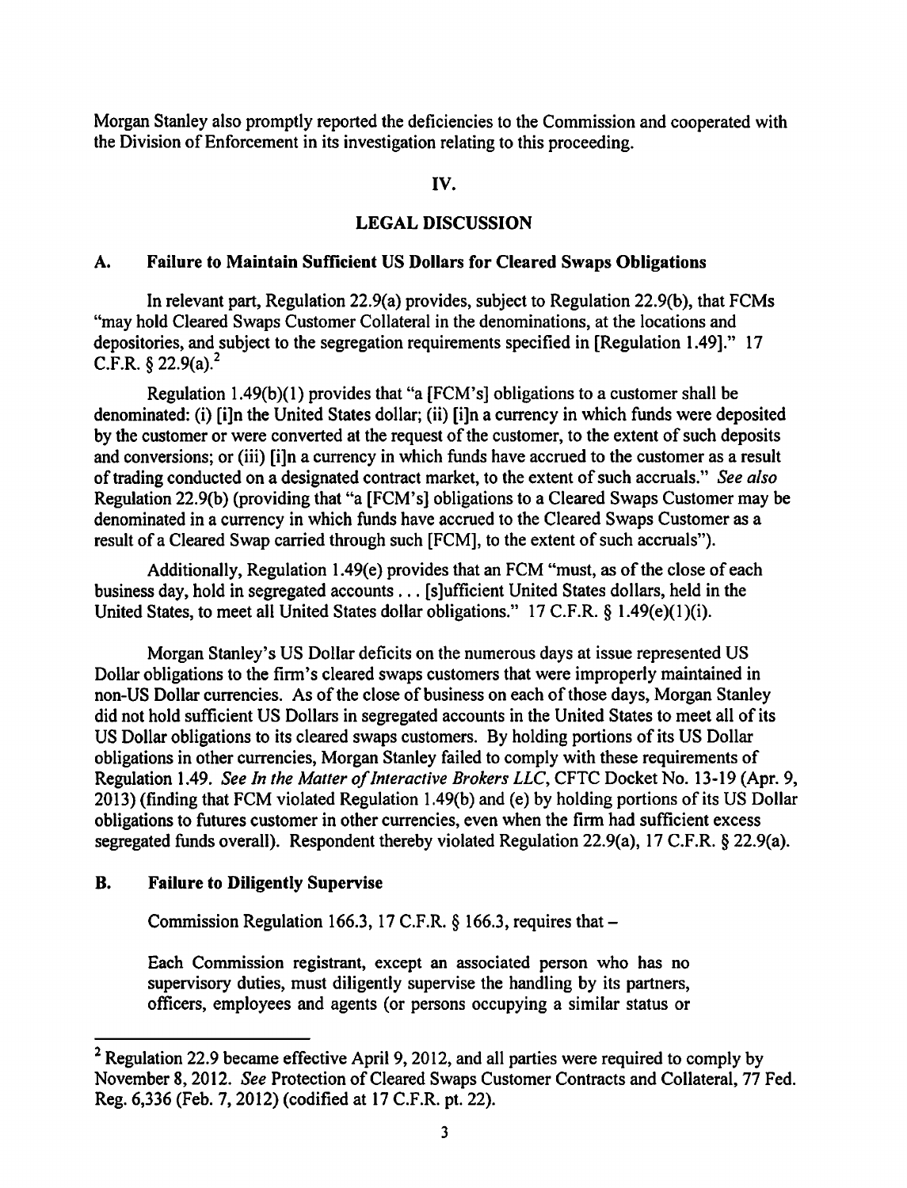Morgan Stanley also promptly reported the deficiencies to the Commission and cooperated with the Division of Enforcement in its investigation relating to this proceeding.

## IV.

## LEGAL DISCUSSION

### A. Failure to Maintain Sufficient US Dollars for Cleared Swaps Obligations

In relevant part, Regulation 22.9(a) provides, subject to Regulation 22.9(b), that FCMs "may hold Cleared Swaps Customer Collateral in the denominations, at the locations and depositories, and subject to the segregation requirements specified in [Regulation 1.49]." 17 C.F.R. § 22.9(a).[2]

Regulation 1.49(b)(1) provides that "a [FCM's] obligations to a customer shall be denominated: (i) [i]n the United States dollar; (ii) [i]n a currency in which funds were deposited by the customer or were converted at the request of the customer, to the extent of such deposits and conversions; or (iii) [i]n a currency in which funds have accrued to the customer as a result of trading conducted on a designated contract market, to the extent of such accruals." *See also* Regulation 22.9(b) (providing that "a [FCM's] obligations to a Cleared Swaps Customer may be denominated in a currency in which funds have accrued to the Cleared Swaps Customer as a result of a Cleared Swap carried through such [FCM], to the extent of such accruals").

Additionally, Regulation 1.49(e) provides that an FCM "must, as of the close of each business day, hold in segregated accounts . . . [s]ufficient United States dollars, held in the United States, to meet all United States dollar obligations." 17 C.F.R. § 1.49(e)(1)(i).

Morgan Stanley's US Dollar deficits on the numerous days at issue represented US Dollar obligations to the firm's cleared swaps customers that were improperly maintained in non-US Dollar currencies. As of the close of business on each of those days, Morgan Stanley did not hold sufficient US Dollars in segregated accounts in the United States to meet all of its US Dollar obligations to its cleared swaps customers. By holding portions of its US Dollar obligations in other currencies, Morgan Stanley failed to comply with these requirements of Regulation 1.49. *See In the Matter of Interactive Brokers LLC*, CFTC Docket No. 13-19 (Apr. 9, 2013) (finding that FCM violated Regulation 1.49(b) and (e) by holding portions of its US Dollar obligations to futures customer in other currencies, even when the firm had sufficient excess segregated funds overall). Respondent thereby violated Regulation 22.9(a), 17 C.F.R. § 22.9(a).

### B. Failure to Diligently Supervise

Commission Regulation 166.3, 17 C.F.R. § 166.3, requires that –

> Each Commission registrant, except an associated person who has no supervisory duties, must diligently supervise the handling by its partners, officers, employees and agents (or persons occupying a similar status or

---

[2] Regulation 22.9 became effective April 9, 2012, and all parties were required to comply by November 8, 2012. *See* Protection of Cleared Swaps Customer Contracts and Collateral, 77 Fed. Reg. 6,336 (Feb. 7, 2012) (codified at 17 C.F.R. pt. 22).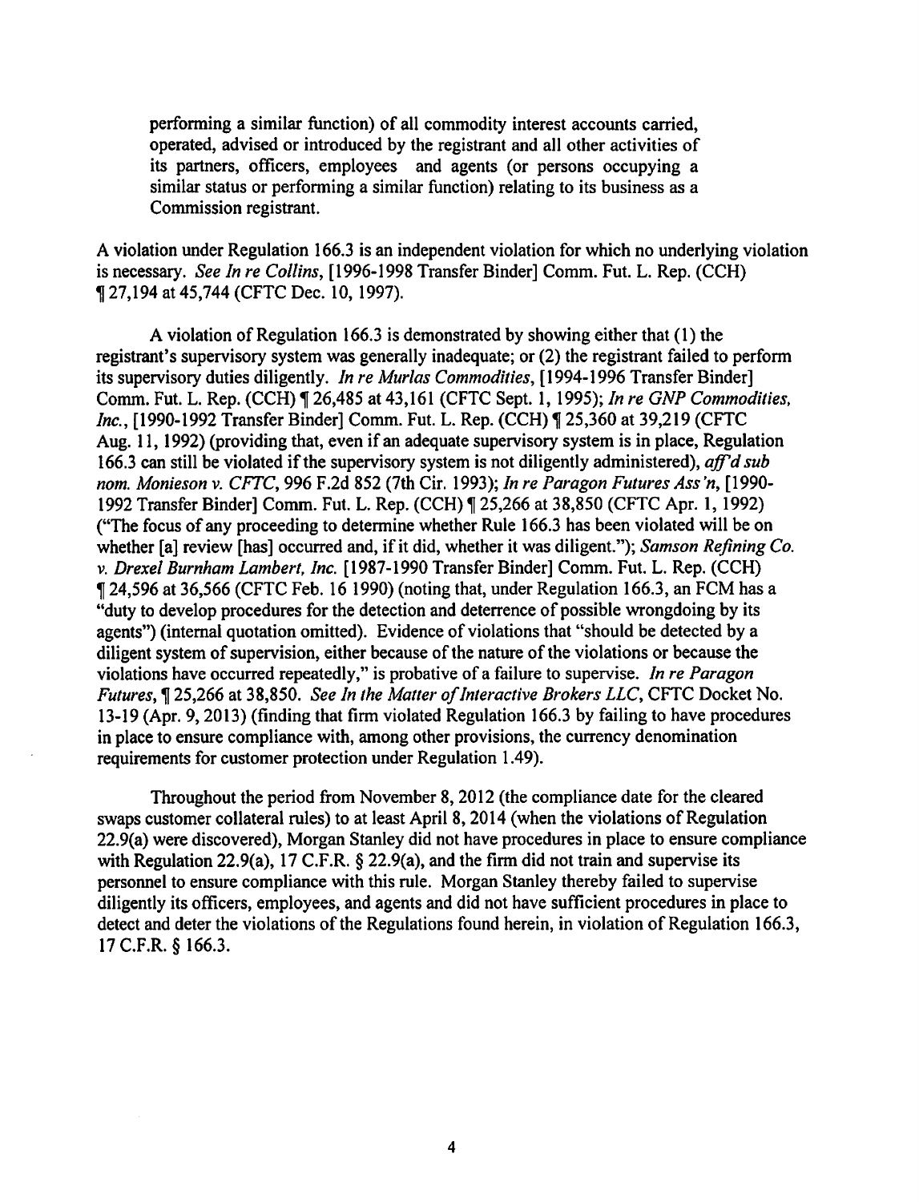> performing a similar function) of all commodity interest accounts carried, operated, advised or introduced by the registrant and all other activities of its partners, officers, employees and agents (or persons occupying a similar status or performing a similar function) relating to its business as a Commission registrant.

A violation under Regulation 166.3 is an independent violation for which no underlying violation is necessary. *See In re Collins*, [1996-1998 Transfer Binder] Comm. Fut. L. Rep. (CCH) ¶ 27,194 at 45,744 (CFTC Dec. 10, 1997).

A violation of Regulation 166.3 is demonstrated by showing either that (1) the registrant's supervisory system was generally inadequate; or (2) the registrant failed to perform its supervisory duties diligently. *In re Murlas Commodities*, [1994-1996 Transfer Binder] Comm. Fut. L. Rep. (CCH) ¶ 26,485 at 43,161 (CFTC Sept. 1, 1995); *In re GNP Commodities, Inc.*, [1990-1992 Transfer Binder] Comm. Fut. L. Rep. (CCH) ¶ 25,360 at 39,219 (CFTC Aug. 11, 1992) (providing that, even if an adequate supervisory system is in place, Regulation 166.3 can still be violated if the supervisory system is not diligently administered), *aff'd sub nom. Monieson v. CFTC*, 996 F.2d 852 (7th Cir. 1993); *In re Paragon Futures Ass'n*, [1990-1992 Transfer Binder] Comm. Fut. L. Rep. (CCH) ¶ 25,266 at 38,850 (CFTC Apr. 1, 1992) ("The focus of any proceeding to determine whether Rule 166.3 has been violated will be on whether [a] review [has] occurred and, if it did, whether it was diligent."); *Samson Refining Co. v. Drexel Burnham Lambert, Inc.* [1987-1990 Transfer Binder] Comm. Fut. L. Rep. (CCH) ¶ 24,596 at 36,566 (CFTC Feb. 16 1990) (noting that, under Regulation 166.3, an FCM has a "duty to develop procedures for the detection and deterrence of possible wrongdoing by its agents") (internal quotation omitted). Evidence of violations that "should be detected by a diligent system of supervision, either because of the nature of the violations or because the violations have occurred repeatedly," is probative of a failure to supervise. *In re Paragon Futures*, ¶ 25,266 at 38,850. *See In the Matter of Interactive Brokers LLC*, CFTC Docket No. 13-19 (Apr. 9, 2013) (finding that firm violated Regulation 166.3 by failing to have procedures in place to ensure compliance with, among other provisions, the currency denomination requirements for customer protection under Regulation 1.49).

Throughout the period from November 8, 2012 (the compliance date for the cleared swaps customer collateral rules) to at least April 8, 2014 (when the violations of Regulation 22.9(a) were discovered), Morgan Stanley did not have procedures in place to ensure compliance with Regulation 22.9(a), 17 C.F.R. § 22.9(a), and the firm did not train and supervise its personnel to ensure compliance with this rule. Morgan Stanley thereby failed to supervise diligently its officers, employees, and agents and did not have sufficient procedures in place to detect and deter the violations of the Regulations found herein, in violation of Regulation 166.3, 17 C.F.R. § 166.3.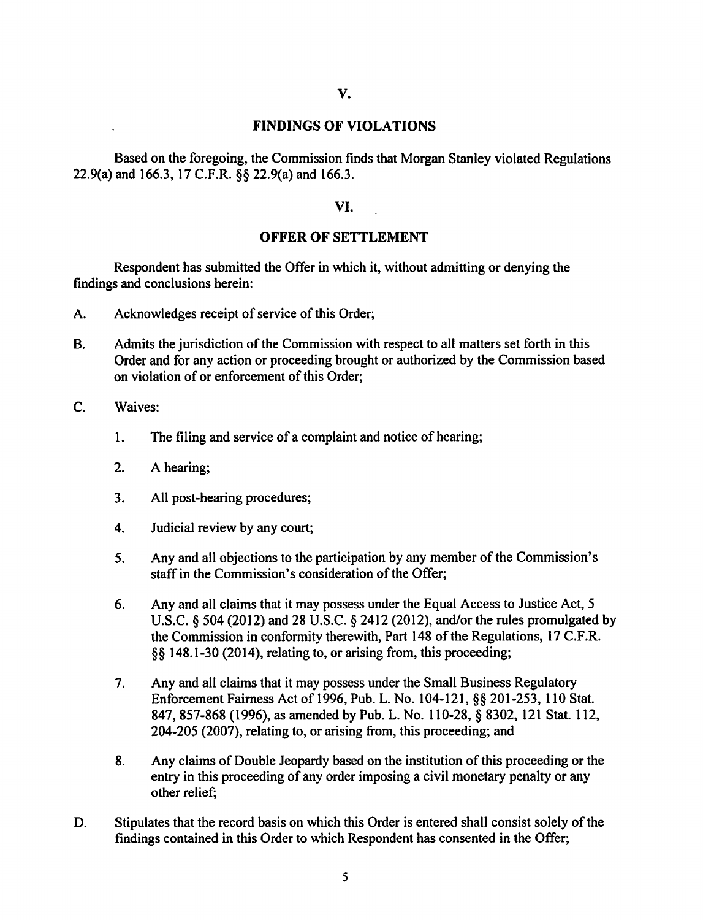## V.

## FINDINGS OF VIOLATIONS

Based on the foregoing, the Commission finds that Morgan Stanley violated Regulations 22.9(a) and 166.3, 17 C.F.R. §§ 22.9(a) and 166.3.

## VI.

## OFFER OF SETTLEMENT

Respondent has submitted the Offer in which it, without admitting or denying the findings and conclusions herein:

A. Acknowledges receipt of service of this Order;

B. Admits the jurisdiction of the Commission with respect to all matters set forth in this Order and for any action or proceeding brought or authorized by the Commission based on violation of or enforcement of this Order;

C. Waives:

   1. The filing and service of a complaint and notice of hearing;

   2. A hearing;

   3. All post-hearing procedures;

   4. Judicial review by any court;

   5. Any and all objections to the participation by any member of the Commission's staff in the Commission's consideration of the Offer;

   6. Any and all claims that it may possess under the Equal Access to Justice Act, 5 U.S.C. § 504 (2012) and 28 U.S.C. § 2412 (2012), and/or the rules promulgated by the Commission in conformity therewith, Part 148 of the Regulations, 17 C.F.R. §§ 148.1-30 (2014), relating to, or arising from, this proceeding;

   7. Any and all claims that it may possess under the Small Business Regulatory Enforcement Fairness Act of 1996, Pub. L. No. 104-121, §§ 201-253, 110 Stat. 847, 857-868 (1996), as amended by Pub. L. No. 110-28, § 8302, 121 Stat. 112, 204-205 (2007), relating to, or arising from, this proceeding; and

   8. Any claims of Double Jeopardy based on the institution of this proceeding or the entry in this proceeding of any order imposing a civil monetary penalty or any other relief;

D. Stipulates that the record basis on which this Order is entered shall consist solely of the findings contained in this Order to which Respondent has consented in the Offer;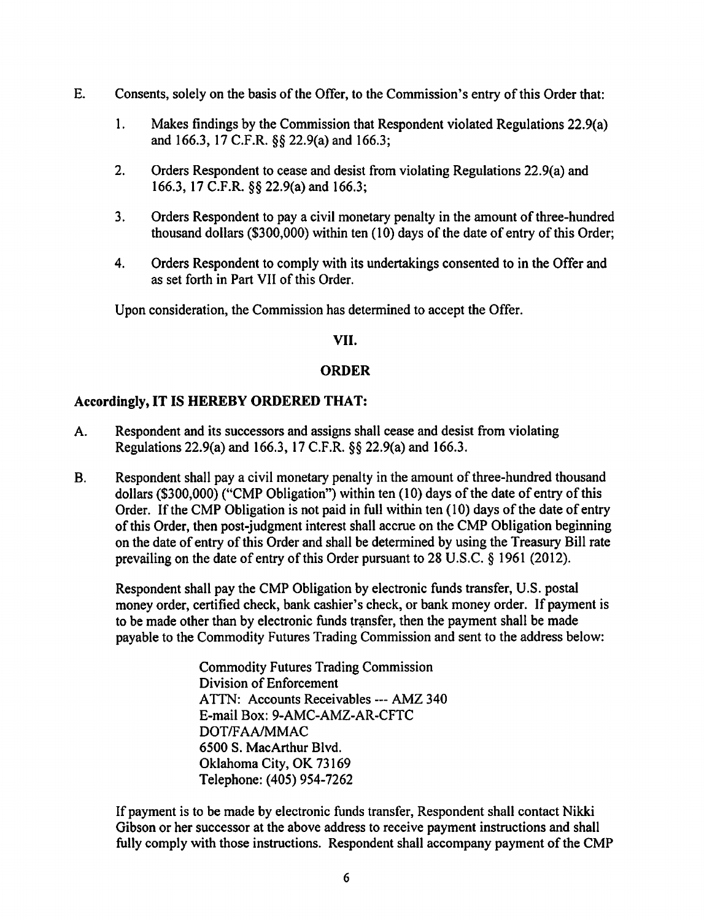E. Consents, solely on the basis of the Offer, to the Commission's entry of this Order that:

   1. Makes findings by the Commission that Respondent violated Regulations 22.9(a) and 166.3, 17 C.F.R. §§ 22.9(a) and 166.3;

   2. Orders Respondent to cease and desist from violating Regulations 22.9(a) and 166.3, 17 C.F.R. §§ 22.9(a) and 166.3;

   3. Orders Respondent to pay a civil monetary penalty in the amount of three-hundred thousand dollars ($300,000) within ten (10) days of the date of entry of this Order;

   4. Orders Respondent to comply with its undertakings consented to in the Offer and as set forth in Part VII of this Order.

Upon consideration, the Commission has determined to accept the Offer.

## VII.

## ORDER

**Accordingly, IT IS HEREBY ORDERED THAT:**

A. Respondent and its successors and assigns shall cease and desist from violating Regulations 22.9(a) and 166.3, 17 C.F.R. §§ 22.9(a) and 166.3.

B. Respondent shall pay a civil monetary penalty in the amount of three-hundred thousand dollars ($300,000) ("CMP Obligation") within ten (10) days of the date of entry of this Order. If the CMP Obligation is not paid in full within ten (10) days of the date of entry of this Order, then post-judgment interest shall accrue on the CMP Obligation beginning on the date of entry of this Order and shall be determined by using the Treasury Bill rate prevailing on the date of entry of this Order pursuant to 28 U.S.C. § 1961 (2012).

   Respondent shall pay the CMP Obligation by electronic funds transfer, U.S. postal money order, certified check, bank cashier's check, or bank money order. If payment is to be made other than by electronic funds transfer, then the payment shall be made payable to the Commodity Futures Trading Commission and sent to the address below:

   Commodity Futures Trading Commission
   Division of Enforcement
   ATTN: Accounts Receivables --- AMZ 340
   E-mail Box: 9-AMC-AMZ-AR-CFTC
   DOT/FAA/MMAC
   6500 S. MacArthur Blvd.
   Oklahoma City, OK 73169
   Telephone: (405) 954-7262

   If payment is to be made by electronic funds transfer, Respondent shall contact Nikki Gibson or her successor at the above address to receive payment instructions and shall fully comply with those instructions. Respondent shall accompany payment of the CMP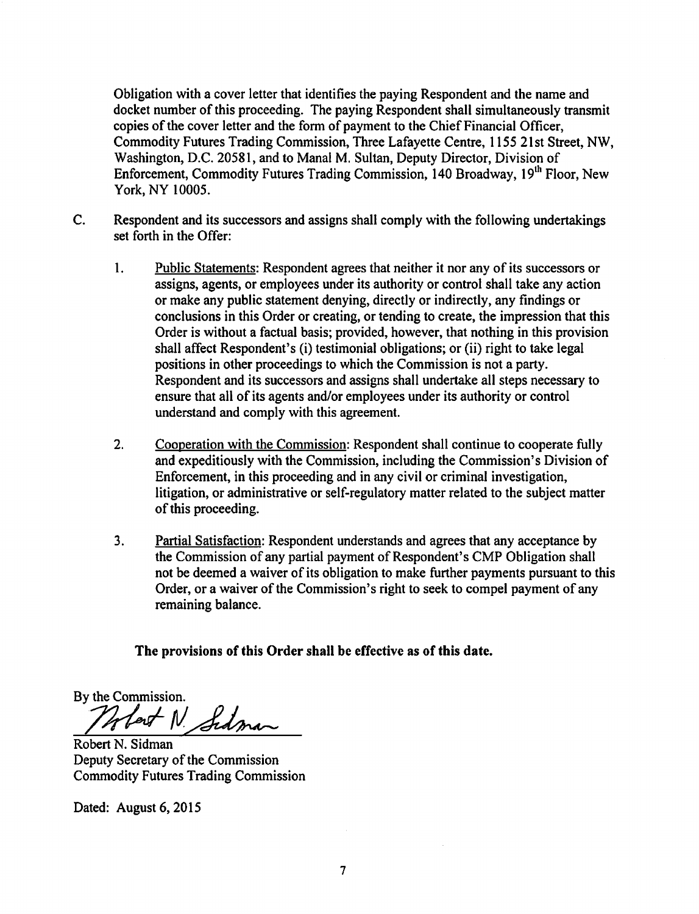Obligation with a cover letter that identifies the paying Respondent and the name and docket number of this proceeding. The paying Respondent shall simultaneously transmit copies of the cover letter and the form of payment to the Chief Financial Officer, Commodity Futures Trading Commission, Three Lafayette Centre, 1155 21st Street, NW, Washington, D.C. 20581, and to Manal M. Sultan, Deputy Director, Division of Enforcement, Commodity Futures Trading Commission, 140 Broadway, 19th Floor, New York, NY 10005.

C. Respondent and its successors and assigns shall comply with the following undertakings set forth in the Offer:

1. Public Statements: Respondent agrees that neither it nor any of its successors or assigns, agents, or employees under its authority or control shall take any action or make any public statement denying, directly or indirectly, any findings or conclusions in this Order or creating, or tending to create, the impression that this Order is without a factual basis; provided, however, that nothing in this provision shall affect Respondent's (i) testimonial obligations; or (ii) right to take legal positions in other proceedings to which the Commission is not a party. Respondent and its successors and assigns shall undertake all steps necessary to ensure that all of its agents and/or employees under its authority or control understand and comply with this agreement.

2. Cooperation with the Commission: Respondent shall continue to cooperate fully and expeditiously with the Commission, including the Commission's Division of Enforcement, in this proceeding and in any civil or criminal investigation, litigation, or administrative or self-regulatory matter related to the subject matter of this proceeding.

3. Partial Satisfaction: Respondent understands and agrees that any acceptance by the Commission of any partial payment of Respondent's CMP Obligation shall not be deemed a waiver of its obligation to make further payments pursuant to this Order, or a waiver of the Commission's right to seek to compel payment of any remaining balance.

**The provisions of this Order shall be effective as of this date.**

By the Commission.

Robert N. Sidman
Deputy Secretary of the Commission
Commodity Futures Trading Commission

Dated: August 6, 2015